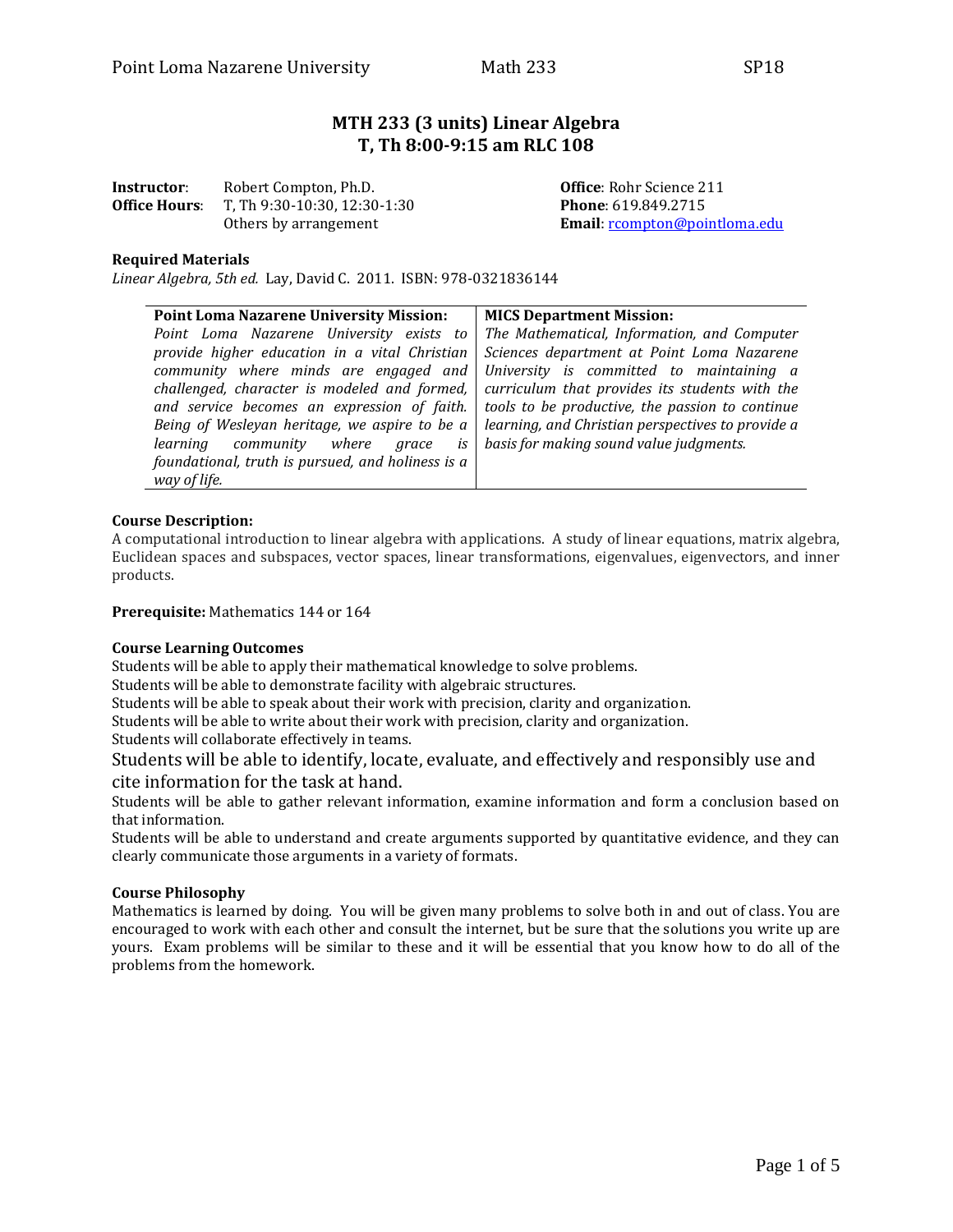# MTH 233 (3 units) Linear Algebra
## T, Th 8:00-9:15 am RLC 108

**Instructor**: Robert Compton, Ph.D.
**Office Hours**: T, Th 9:30-10:30, 12:30-1:30
Others by arrangement

**Office**: Rohr Science 211
**Phone**: 619.849.2715
**Email**: rcompton@pointloma.edu

**Required Materials**
*Linear Algebra, 5th ed.* Lay, David C. 2011. ISBN: 978-0321836144

| **Point Loma Nazarene University Mission:** | **MICS Department Mission:** |
|---|---|
| *Point Loma Nazarene University exists to provide higher education in a vital Christian community where minds are engaged and challenged, character is modeled and formed, and service becomes an expression of faith. Being of Wesleyan heritage, we aspire to be a learning community where grace is foundational, truth is pursued, and holiness is a way of life.* | *The Mathematical, Information, and Computer Sciences department at Point Loma Nazarene University is committed to maintaining a curriculum that provides its students with the tools to be productive, the passion to continue learning, and Christian perspectives to provide a basis for making sound value judgments.* |

**Course Description:**
A computational introduction to linear algebra with applications. A study of linear equations, matrix algebra, Euclidean spaces and subspaces, vector spaces, linear transformations, eigenvalues, eigenvectors, and inner products.

**Prerequisite:** Mathematics 144 or 164

**Course Learning Outcomes**
Students will be able to apply their mathematical knowledge to solve problems.
Students will be able to demonstrate facility with algebraic structures.
Students will be able to speak about their work with precision, clarity and organization.
Students will be able to write about their work with precision, clarity and organization.
Students will collaborate effectively in teams.
Students will be able to identify, locate, evaluate, and effectively and responsibly use and cite information for the task at hand.
Students will be able to gather relevant information, examine information and form a conclusion based on that information.
Students will be able to understand and create arguments supported by quantitative evidence, and they can clearly communicate those arguments in a variety of formats.

**Course Philosophy**
Mathematics is learned by doing. You will be given many problems to solve both in and out of class. You are encouraged to work with each other and consult the internet, but be sure that the solutions you write up are yours. Exam problems will be similar to these and it will be essential that you know how to do all of the problems from the homework.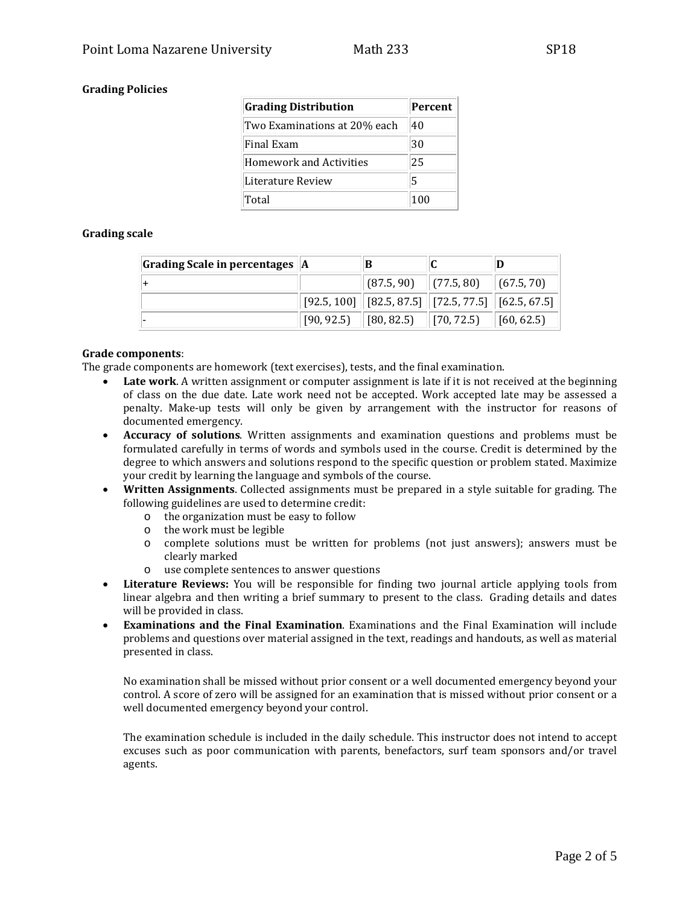**Grading Policies**

| Grading Distribution | Percent |
| --- | --- |
| Two Examinations at 20% each | 40 |
| Final Exam | 30 |
| Homework and Activities | 25 |
| Literature Review | 5 |
| Total | 100 |

**Grading scale**

| Grading Scale in percentages | A | B | C | D |
| --- | --- | --- | --- | --- |
| + | | (87.5, 90) | (77.5, 80) | (67.5, 70) |
| | [92.5, 100] | [82.5, 87.5] | [72.5, 77.5] | [62.5, 67.5] |
| - | [90, 92.5) | [80, 82.5) | [70, 72.5) | [60, 62.5) |

**Grade components**:
The grade components are homework (text exercises), tests, and the final examination.

- **Late work**. A written assignment or computer assignment is late if it is not received at the beginning of class on the due date. Late work need not be accepted. Work accepted late may be assessed a penalty. Make-up tests will only be given by arrangement with the instructor for reasons of documented emergency.
- **Accuracy of solutions**. Written assignments and examination questions and problems must be formulated carefully in terms of words and symbols used in the course. Credit is determined by the degree to which answers and solutions respond to the specific question or problem stated. Maximize your credit by learning the language and symbols of the course.
- **Written Assignments**. Collected assignments must be prepared in a style suitable for grading. The following guidelines are used to determine credit:
  - the organization must be easy to follow
  - the work must be legible
  - complete solutions must be written for problems (not just answers); answers must be clearly marked
  - use complete sentences to answer questions
- **Literature Reviews:** You will be responsible for finding two journal article applying tools from linear algebra and then writing a brief summary to present to the class. Grading details and dates will be provided in class.
- **Examinations and the Final Examination**. Examinations and the Final Examination will include problems and questions over material assigned in the text, readings and handouts, as well as material presented in class.

  No examination shall be missed without prior consent or a well documented emergency beyond your control. A score of zero will be assigned for an examination that is missed without prior consent or a well documented emergency beyond your control.

  The examination schedule is included in the daily schedule. This instructor does not intend to accept excuses such as poor communication with parents, benefactors, surf team sponsors and/or travel agents.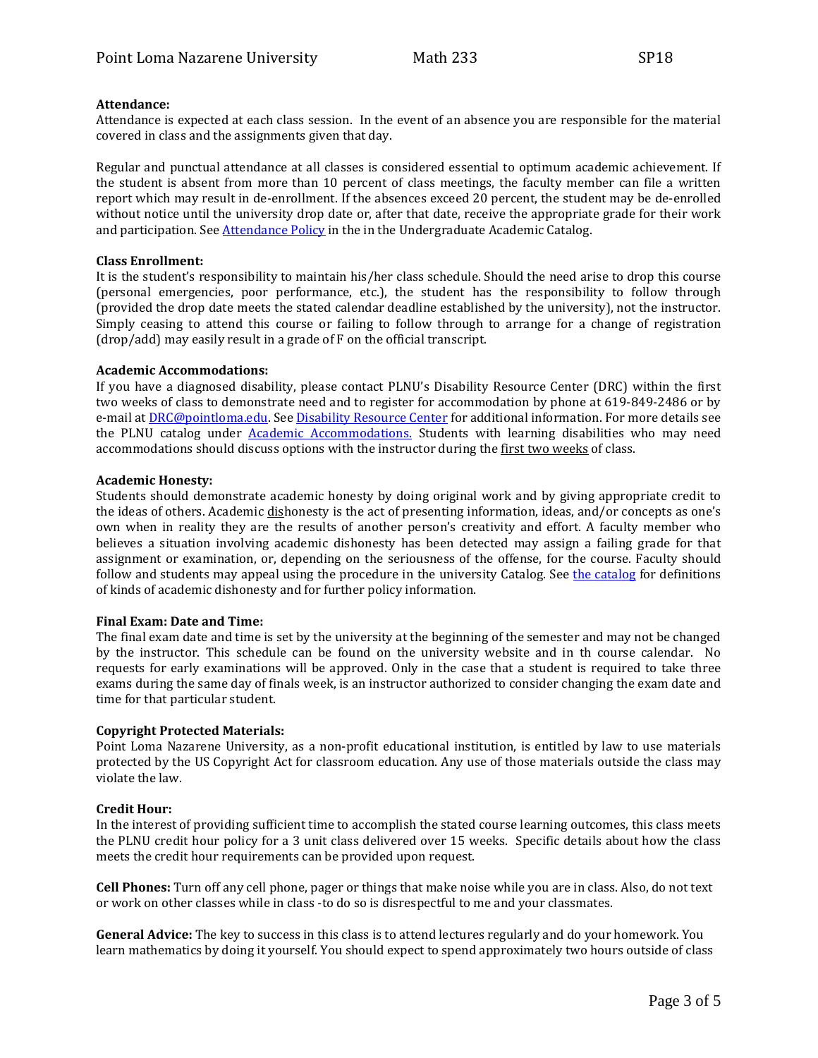**Attendance:**
Attendance is expected at each class session. In the event of an absence you are responsible for the material covered in class and the assignments given that day.

Regular and punctual attendance at all classes is considered essential to optimum academic achievement. If the student is absent from more than 10 percent of class meetings, the faculty member can file a written report which may result in de-enrollment. If the absences exceed 20 percent, the student may be de-enrolled without notice until the university drop date or, after that date, receive the appropriate grade for their work and participation. See Attendance Policy in the in the Undergraduate Academic Catalog.

**Class Enrollment:**
It is the student's responsibility to maintain his/her class schedule. Should the need arise to drop this course (personal emergencies, poor performance, etc.), the student has the responsibility to follow through (provided the drop date meets the stated calendar deadline established by the university), not the instructor. Simply ceasing to attend this course or failing to follow through to arrange for a change of registration (drop/add) may easily result in a grade of F on the official transcript.

**Academic Accommodations:**
If you have a diagnosed disability, please contact PLNU's Disability Resource Center (DRC) within the first two weeks of class to demonstrate need and to register for accommodation by phone at 619-849-2486 or by e-mail at DRC@pointloma.edu. See Disability Resource Center for additional information. For more details see the PLNU catalog under Academic Accommodations. Students with learning disabilities who may need accommodations should discuss options with the instructor during the first two weeks of class.

**Academic Honesty:**
Students should demonstrate academic honesty by doing original work and by giving appropriate credit to the ideas of others. Academic dishonesty is the act of presenting information, ideas, and/or concepts as one's own when in reality they are the results of another person's creativity and effort. A faculty member who believes a situation involving academic dishonesty has been detected may assign a failing grade for that assignment or examination, or, depending on the seriousness of the offense, for the course. Faculty should follow and students may appeal using the procedure in the university Catalog. See the catalog for definitions of kinds of academic dishonesty and for further policy information.

**Final Exam: Date and Time:**
The final exam date and time is set by the university at the beginning of the semester and may not be changed by the instructor. This schedule can be found on the university website and in th course calendar. No requests for early examinations will be approved. Only in the case that a student is required to take three exams during the same day of finals week, is an instructor authorized to consider changing the exam date and time for that particular student.

**Copyright Protected Materials:**
Point Loma Nazarene University, as a non-profit educational institution, is entitled by law to use materials protected by the US Copyright Act for classroom education. Any use of those materials outside the class may violate the law.

**Credit Hour:**
In the interest of providing sufficient time to accomplish the stated course learning outcomes, this class meets the PLNU credit hour policy for a 3 unit class delivered over 15 weeks. Specific details about how the class meets the credit hour requirements can be provided upon request.

**Cell Phones:** Turn off any cell phone, pager or things that make noise while you are in class. Also, do not text or work on other classes while in class -to do so is disrespectful to me and your classmates.

**General Advice:** The key to success in this class is to attend lectures regularly and do your homework. You learn mathematics by doing it yourself. You should expect to spend approximately two hours outside of class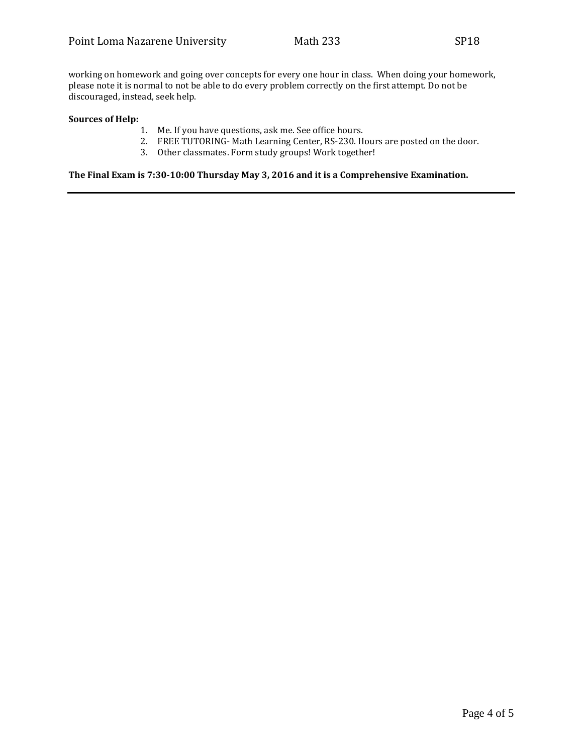working on homework and going over concepts for every one hour in class. When doing your homework, please note it is normal to not be able to do every problem correctly on the first attempt. Do not be discouraged, instead, seek help.

**Sources of Help:**

1. Me. If you have questions, ask me. See office hours.
2. FREE TUTORING- Math Learning Center, RS-230. Hours are posted on the door.
3. Other classmates. Form study groups! Work together!

**The Final Exam is 7:30-10:00 Thursday May 3, 2016 and it is a Comprehensive Examination.**

---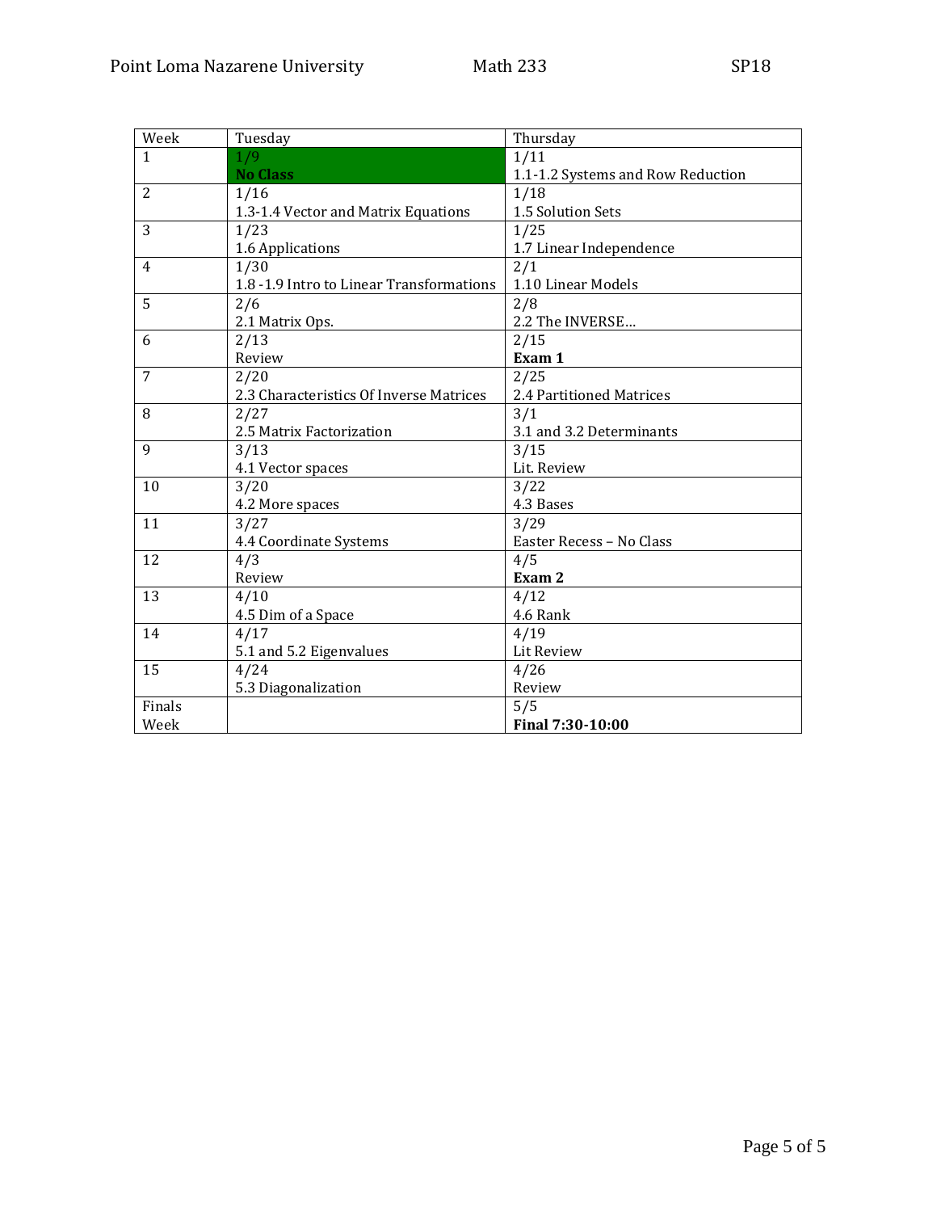| Week | Tuesday | Thursday |
|---|---|---|
| 1 | 1/9<br>**No Class** | 1/11<br>1.1-1.2 Systems and Row Reduction |
| 2 | 1/16<br>1.3-1.4 Vector and Matrix Equations | 1/18<br>1.5 Solution Sets |
| 3 | 1/23<br>1.6 Applications | 1/25<br>1.7 Linear Independence |
| 4 | 1/30<br>1.8 -1.9 Intro to Linear Transformations | 2/1<br>1.10 Linear Models |
| 5 | 2/6<br>2.1 Matrix Ops. | 2/8<br>2.2 The INVERSE… |
| 6 | 2/13<br>Review | 2/15<br>**Exam 1** |
| 7 | 2/20<br>2.3 Characteristics Of Inverse Matrices | 2/25<br>2.4 Partitioned Matrices |
| 8 | 2/27<br>2.5 Matrix Factorization | 3/1<br>3.1 and 3.2 Determinants |
| 9 | 3/13<br>4.1 Vector spaces | 3/15<br>Lit. Review |
| 10 | 3/20<br>4.2 More spaces | 3/22<br>4.3 Bases |
| 11 | 3/27<br>4.4 Coordinate Systems | 3/29<br>Easter Recess – No Class |
| 12 | 4/3<br>Review | 4/5<br>**Exam 2** |
| 13 | 4/10<br>4.5 Dim of a Space | 4/12<br>4.6 Rank |
| 14 | 4/17<br>5.1 and 5.2 Eigenvalues | 4/19<br>Lit Review |
| 15 | 4/24<br>5.3 Diagonalization | 4/26<br>Review |
| Finals Week | | 5/5<br>**Final 7:30-10:00** |